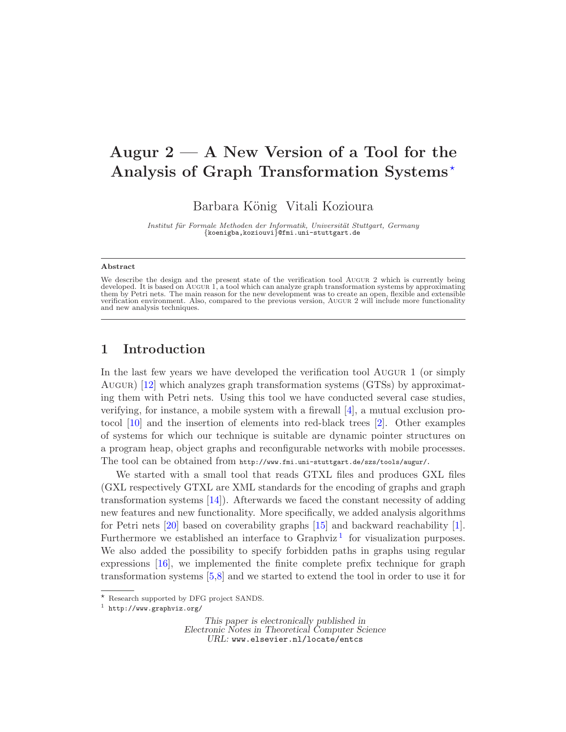# Augur 2 — A New Version of a Tool for the Analysis of Graph Transformation Systems ⋆

Barbara König  Vitali Kozioura

*Institut für Formale Methoden der Informatik, Universität Stuttgart, Germany*
{koenigba,koziouvi}@fmi.uni-stuttgart.de

---

**Abstract**

We describe the design and the present state of the verification tool Augur 2 which is currently being developed. It is based on Augur 1, a tool which can analyze graph transformation systems by approximating them by Petri nets. The main reason for the new development was to create an open, flexible and extensible verification environment. Also, compared to the previous version, Augur 2 will include more functionality and new analysis techniques.

---

## 1 Introduction

In the last few years we have developed the verification tool Augur 1 (or simply Augur) [12] which analyzes graph transformation systems (GTSs) by approximating them with Petri nets. Using this tool we have conducted several case studies, verifying, for instance, a mobile system with a firewall [4], a mutual exclusion protocol [10] and the insertion of elements into red-black trees [2]. Other examples of systems for which our technique is suitable are dynamic pointer structures on a program heap, object graphs and reconfigurable networks with mobile processes. The tool can be obtained from http://www.fmi.uni-stuttgart.de/szs/tools/augur/.

We started with a small tool that reads GTXL files and produces GXL files (GXL respectively GTXL are XML standards for the encoding of graphs and graph transformation systems [14]). Afterwards we faced the constant necessity of adding new features and new functionality. More specifically, we added analysis algorithms for Petri nets [20] based on coverability graphs [15] and backward reachability [1]. Furthermore we established an interface to Graphviz [1] for visualization purposes. We also added the possibility to specify forbidden paths in graphs using regular expressions [16], we implemented the finite complete prefix technique for graph transformation systems [5,8] and we started to extend the tool in order to use it for

---

⋆ Research supported by DFG project SANDS.

[1] http://www.graphviz.org/

*This paper is electronically published in*
*Electronic Notes in Theoretical Computer Science*
*URL:* www.elsevier.nl/locate/entcs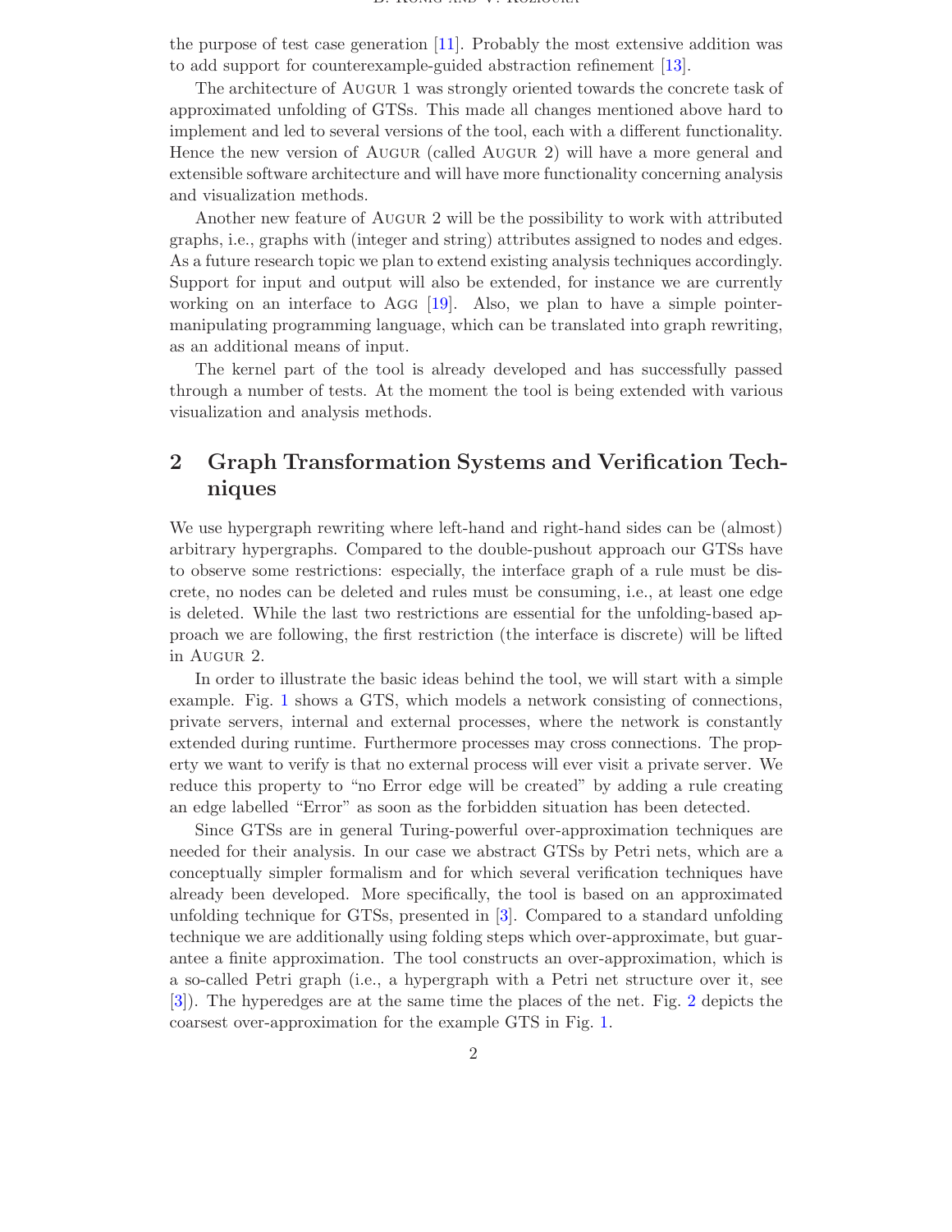the purpose of test case generation [11]. Probably the most extensive addition was to add support for counterexample-guided abstraction refinement [13].

The architecture of AUGUR 1 was strongly oriented towards the concrete task of approximated unfolding of GTSs. This made all changes mentioned above hard to implement and led to several versions of the tool, each with a different functionality. Hence the new version of AUGUR (called AUGUR 2) will have a more general and extensible software architecture and will have more functionality concerning analysis and visualization methods.

Another new feature of AUGUR 2 will be the possibility to work with attributed graphs, i.e., graphs with (integer and string) attributes assigned to nodes and edges. As a future research topic we plan to extend existing analysis techniques accordingly. Support for input and output will also be extended, for instance we are currently working on an interface to AGG [19]. Also, we plan to have a simple pointer-manipulating programming language, which can be translated into graph rewriting, as an additional means of input.

The kernel part of the tool is already developed and has successfully passed through a number of tests. At the moment the tool is being extended with various visualization and analysis methods.

## 2 Graph Transformation Systems and Verification Techniques

We use hypergraph rewriting where left-hand and right-hand sides can be (almost) arbitrary hypergraphs. Compared to the double-pushout approach our GTSs have to observe some restrictions: especially, the interface graph of a rule must be discrete, no nodes can be deleted and rules must be consuming, i.e., at least one edge is deleted. While the last two restrictions are essential for the unfolding-based approach we are following, the first restriction (the interface is discrete) will be lifted in AUGUR 2.

In order to illustrate the basic ideas behind the tool, we will start with a simple example. Fig. 1 shows a GTS, which models a network consisting of connections, private servers, internal and external processes, where the network is constantly extended during runtime. Furthermore processes may cross connections. The property we want to verify is that no external process will ever visit a private server. We reduce this property to "no Error edge will be created" by adding a rule creating an edge labelled "Error" as soon as the forbidden situation has been detected.

Since GTSs are in general Turing-powerful over-approximation techniques are needed for their analysis. In our case we abstract GTSs by Petri nets, which are a conceptually simpler formalism and for which several verification techniques have already been developed. More specifically, the tool is based on an approximated unfolding technique for GTSs, presented in [3]. Compared to a standard unfolding technique we are additionally using folding steps which over-approximate, but guarantee a finite approximation. The tool constructs an over-approximation, which is a so-called Petri graph (i.e., a hypergraph with a Petri net structure over it, see [3]). The hyperedges are at the same time the places of the net. Fig. 2 depicts the coarsest over-approximation for the example GTS in Fig. 1.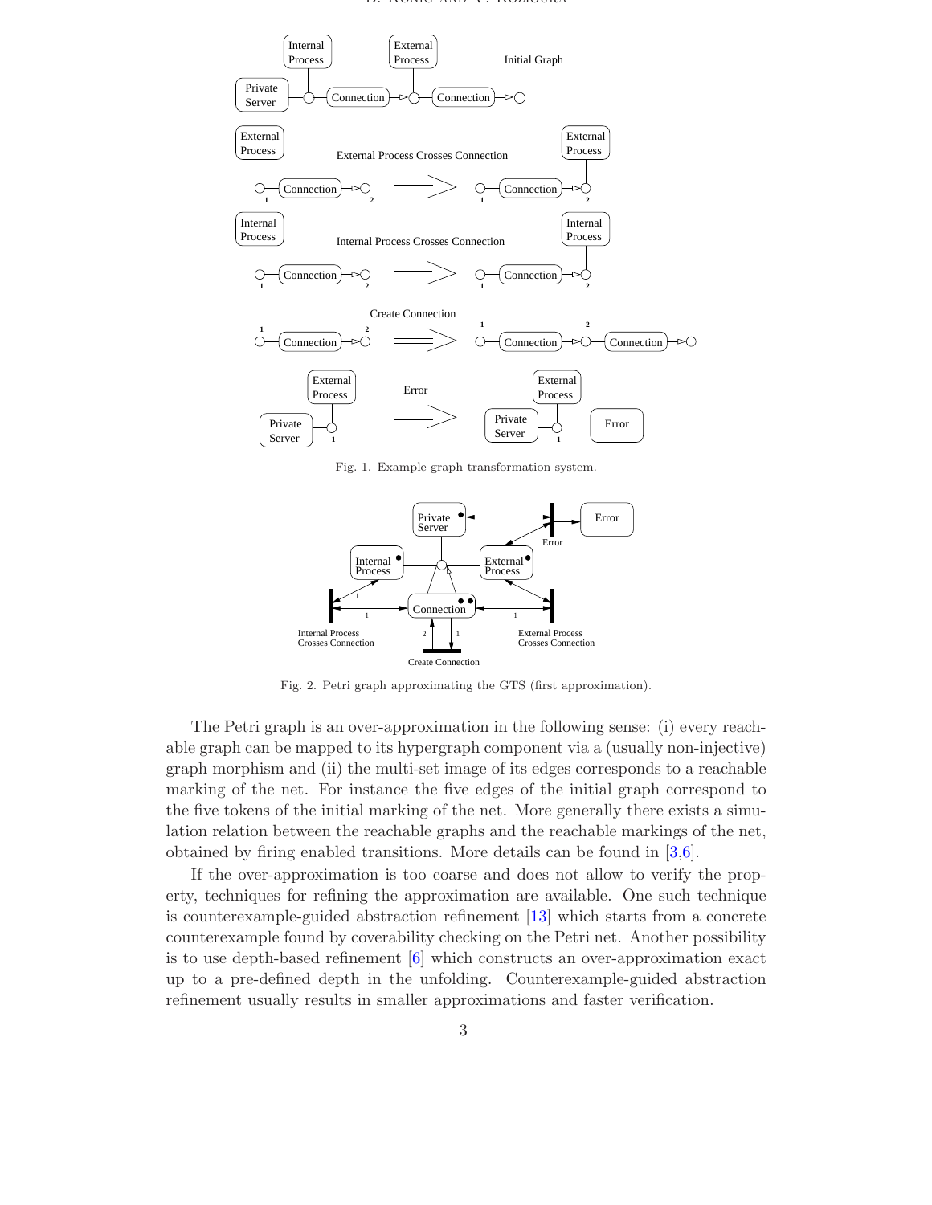Fig. 1. Example graph transformation system.

Fig. 2. Petri graph approximating the GTS (first approximation).

The Petri graph is an over-approximation in the following sense: (i) every reachable graph can be mapped to its hypergraph component via a (usually non-injective) graph morphism and (ii) the multi-set image of its edges corresponds to a reachable marking of the net. For instance the five edges of the initial graph correspond to the five tokens of the initial marking of the net. More generally there exists a simulation relation between the reachable graphs and the reachable markings of the net, obtained by firing enabled transitions. More details can be found in [3,6].

If the over-approximation is too coarse and does not allow to verify the property, techniques for refining the approximation are available. One such technique is counterexample-guided abstraction refinement [13] which starts from a concrete counterexample found by coverability checking on the Petri net. Another possibility is to use depth-based refinement [6] which constructs an over-approximation exact up to a pre-defined depth in the unfolding. Counterexample-guided abstraction refinement usually results in smaller approximations and faster verification.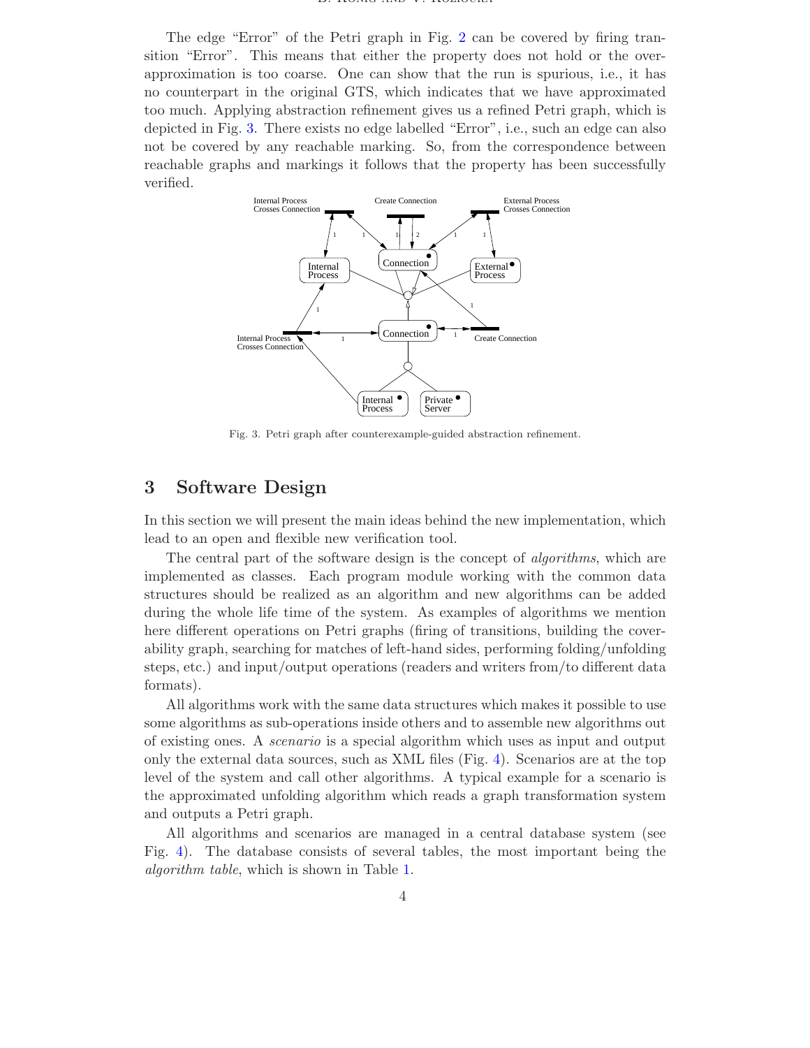The edge "Error" of the Petri graph in Fig. 2 can be covered by firing transition "Error". This means that either the property does not hold or the over-approximation is too coarse. One can show that the run is spurious, i.e., it has no counterpart in the original GTS, which indicates that we have approximated too much. Applying abstraction refinement gives us a refined Petri graph, which is depicted in Fig. 3. There exists no edge labelled "Error", i.e., such an edge can also not be covered by any reachable marking. So, from the correspondence between reachable graphs and markings it follows that the property has been successfully verified.

Fig. 3. Petri graph after counterexample-guided abstraction refinement.

## 3 Software Design

In this section we will present the main ideas behind the new implementation, which lead to an open and flexible new verification tool.

The central part of the software design is the concept of *algorithms*, which are implemented as classes. Each program module working with the common data structures should be realized as an algorithm and new algorithms can be added during the whole life time of the system. As examples of algorithms we mention here different operations on Petri graphs (firing of transitions, building the coverability graph, searching for matches of left-hand sides, performing folding/unfolding steps, etc.) and input/output operations (readers and writers from/to different data formats).

All algorithms work with the same data structures which makes it possible to use some algorithms as sub-operations inside others and to assemble new algorithms out of existing ones. A *scenario* is a special algorithm which uses as input and output only the external data sources, such as XML files (Fig. 4). Scenarios are at the top level of the system and call other algorithms. A typical example for a scenario is the approximated unfolding algorithm which reads a graph transformation system and outputs a Petri graph.

All algorithms and scenarios are managed in a central database system (see Fig. 4). The database consists of several tables, the most important being the *algorithm table*, which is shown in Table 1.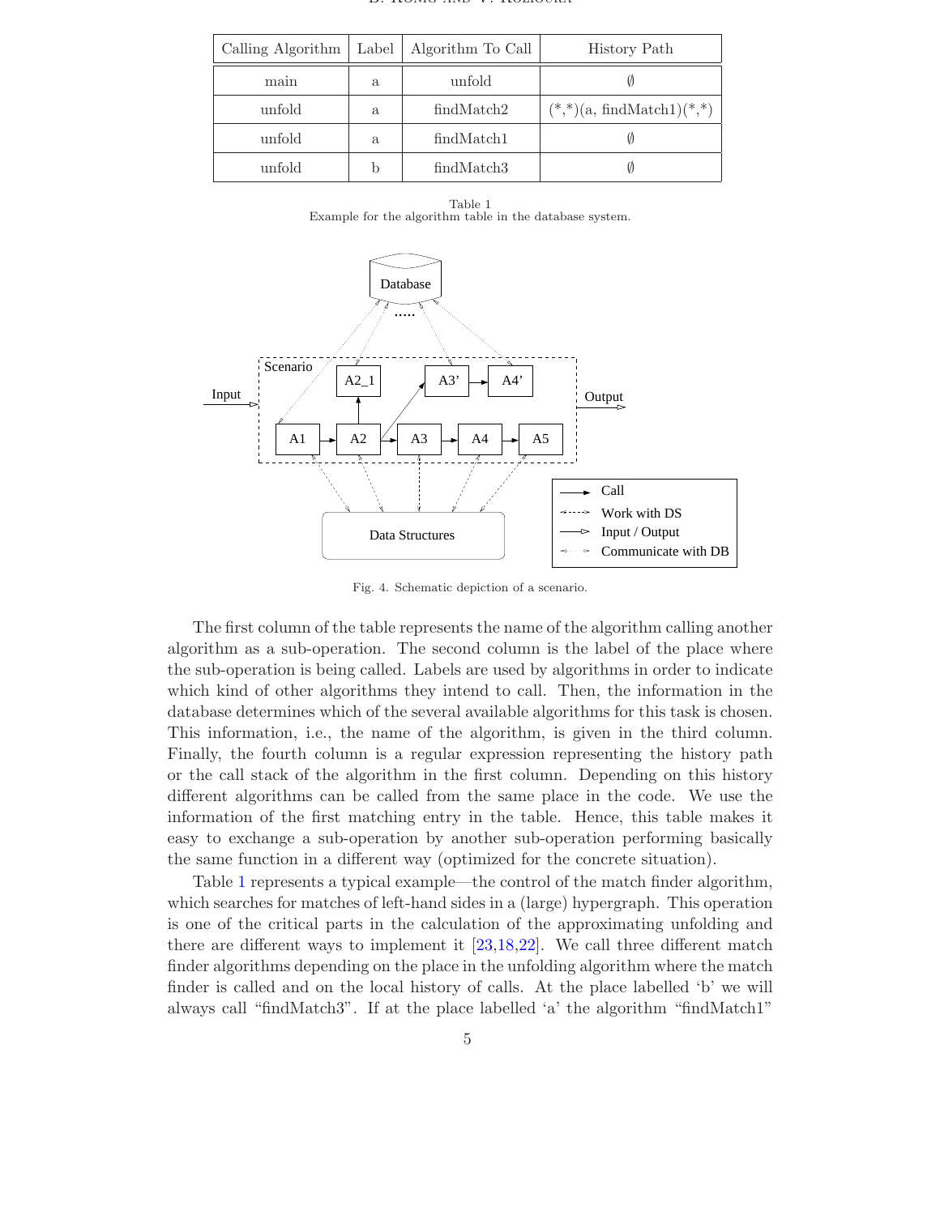| Calling Algorithm | Label | Algorithm To Call | History Path |
|---|---|---|---|
| main | a | unfold | ∅ |
| unfold | a | findMatch2 | (*,*)(a, findMatch1)(*,*) |
| unfold | a | findMatch1 | ∅ |
| unfold | b | findMatch3 | ∅ |

Table 1
Example for the algorithm table in the database system.

Fig. 4. Schematic depiction of a scenario.

The first column of the table represents the name of the algorithm calling another algorithm as a sub-operation. The second column is the label of the place where the sub-operation is being called. Labels are used by algorithms in order to indicate which kind of other algorithms they intend to call. Then, the information in the database determines which of the several available algorithms for this task is chosen. This information, i.e., the name of the algorithm, is given in the third column. Finally, the fourth column is a regular expression representing the history path or the call stack of the algorithm in the first column. Depending on this history different algorithms can be called from the same place in the code. We use the information of the first matching entry in the table. Hence, this table makes it easy to exchange a sub-operation by another sub-operation performing basically the same function in a different way (optimized for the concrete situation).

Table 1 represents a typical example—the control of the match finder algorithm, which searches for matches of left-hand sides in a (large) hypergraph. This operation is one of the critical parts in the calculation of the approximating unfolding and there are different ways to implement it [23,18,22]. We call three different match finder algorithms depending on the place in the unfolding algorithm where the match finder is called and on the local history of calls. At the place labelled ‘b’ we will always call “findMatch3”. If at the place labelled ‘a’ the algorithm “findMatch1”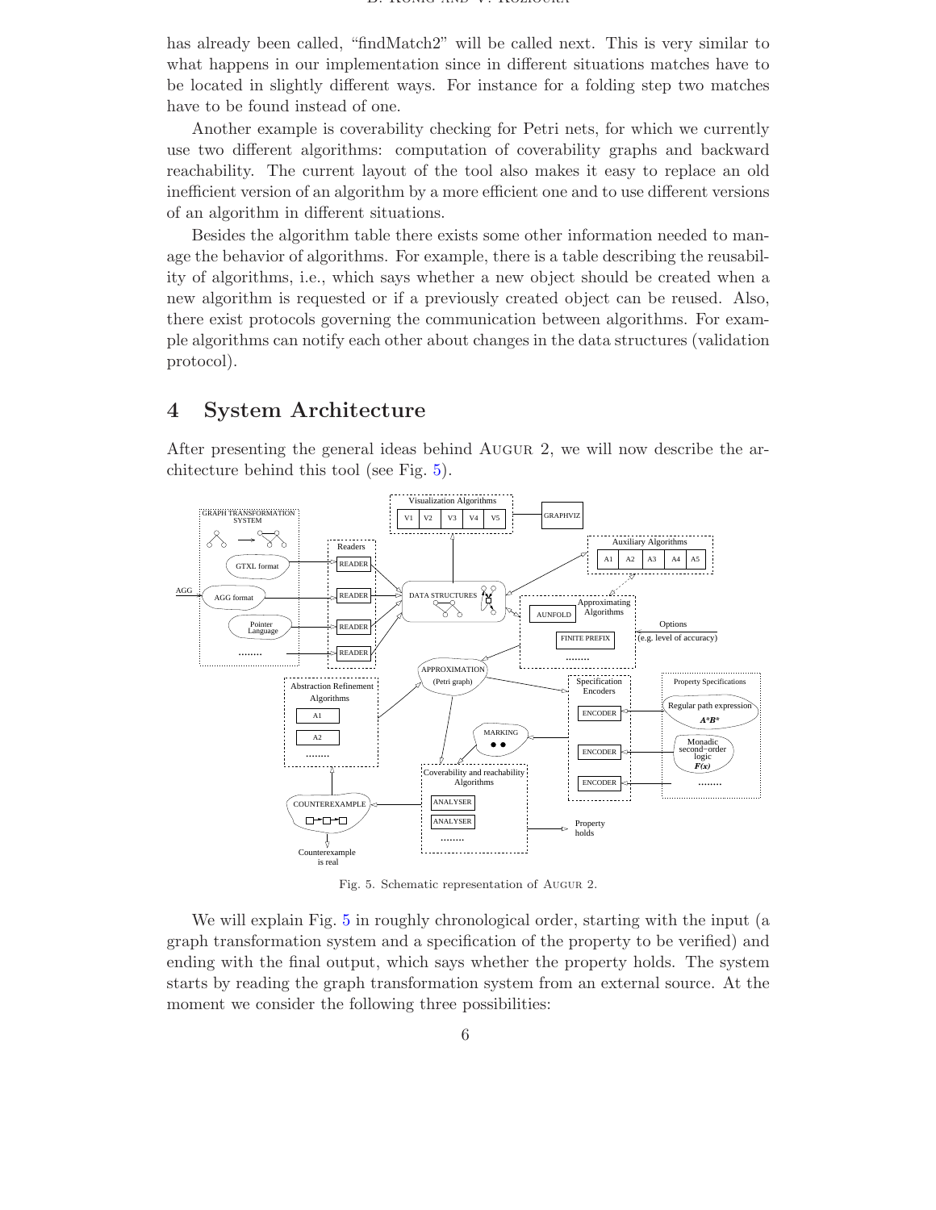has already been called, "findMatch2" will be called next. This is very similar to what happens in our implementation since in different situations matches have to be located in slightly different ways. For instance for a folding step two matches have to be found instead of one.

Another example is coverability checking for Petri nets, for which we currently use two different algorithms: computation of coverability graphs and backward reachability. The current layout of the tool also makes it easy to replace an old inefficient version of an algorithm by a more efficient one and to use different versions of an algorithm in different situations.

Besides the algorithm table there exists some other information needed to manage the behavior of algorithms. For example, there is a table describing the reusability of algorithms, i.e., which says whether a new object should be created when a new algorithm is requested or if a previously created object can be reused. Also, there exist protocols governing the communication between algorithms. For example algorithms can notify each other about changes in the data structures (validation protocol).

# 4 System Architecture

After presenting the general ideas behind Augur 2, we will now describe the architecture behind this tool (see Fig. 5).

Fig. 5. Schematic representation of Augur 2.

We will explain Fig. 5 in roughly chronological order, starting with the input (a graph transformation system and a specification of the property to be verified) and ending with the final output, which says whether the property holds. The system starts by reading the graph transformation system from an external source. At the moment we consider the following three possibilities: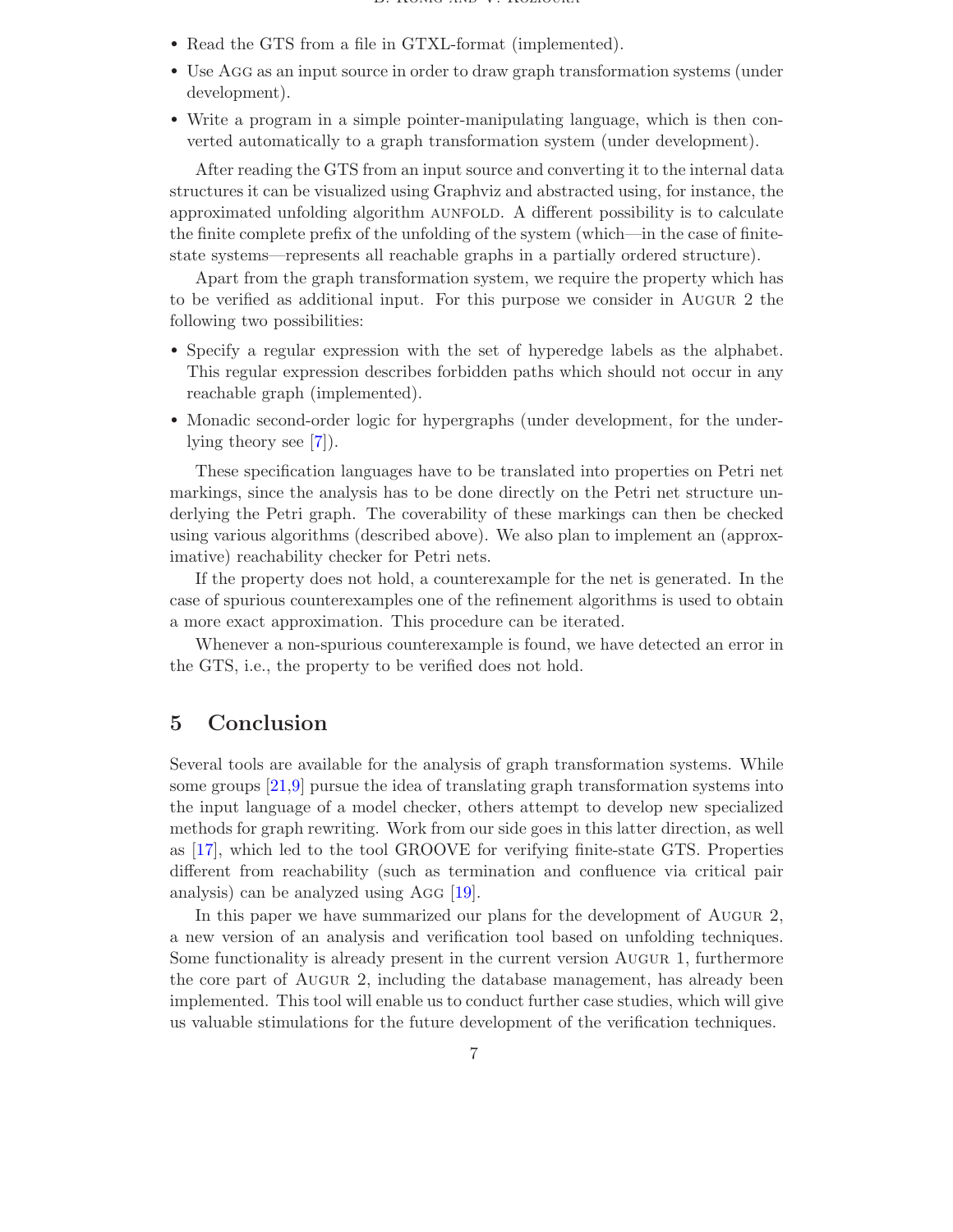- Read the GTS from a file in GTXL-format (implemented).
- Use AGG as an input source in order to draw graph transformation systems (under development).
- Write a program in a simple pointer-manipulating language, which is then converted automatically to a graph transformation system (under development).

After reading the GTS from an input source and converting it to the internal data structures it can be visualized using Graphviz and abstracted using, for instance, the approximated unfolding algorithm AUNFOLD. A different possibility is to calculate the finite complete prefix of the unfolding of the system (which—in the case of finite-state systems—represents all reachable graphs in a partially ordered structure).

Apart from the graph transformation system, we require the property which has to be verified as additional input. For this purpose we consider in AUGUR 2 the following two possibilities:

- Specify a regular expression with the set of hyperedge labels as the alphabet. This regular expression describes forbidden paths which should not occur in any reachable graph (implemented).
- Monadic second-order logic for hypergraphs (under development, for the underlying theory see [7]).

These specification languages have to be translated into properties on Petri net markings, since the analysis has to be done directly on the Petri net structure underlying the Petri graph. The coverability of these markings can then be checked using various algorithms (described above). We also plan to implement an (approximative) reachability checker for Petri nets.

If the property does not hold, a counterexample for the net is generated. In the case of spurious counterexamples one of the refinement algorithms is used to obtain a more exact approximation. This procedure can be iterated.

Whenever a non-spurious counterexample is found, we have detected an error in the GTS, i.e., the property to be verified does not hold.

## 5 Conclusion

Several tools are available for the analysis of graph transformation systems. While some groups [21,9] pursue the idea of translating graph transformation systems into the input language of a model checker, others attempt to develop new specialized methods for graph rewriting. Work from our side goes in this latter direction, as well as [17], which led to the tool GROOVE for verifying finite-state GTS. Properties different from reachability (such as termination and confluence via critical pair analysis) can be analyzed using AGG [19].

In this paper we have summarized our plans for the development of AUGUR 2, a new version of an analysis and verification tool based on unfolding techniques. Some functionality is already present in the current version AUGUR 1, furthermore the core part of AUGUR 2, including the database management, has already been implemented. This tool will enable us to conduct further case studies, which will give us valuable stimulations for the future development of the verification techniques.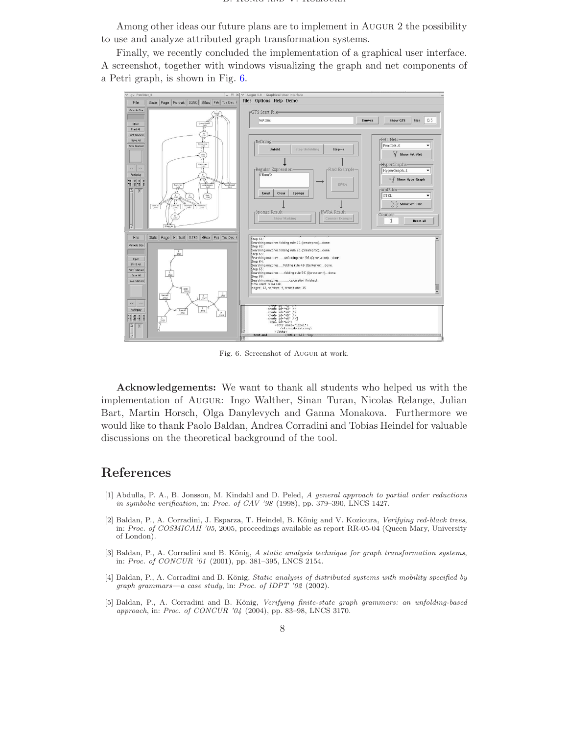Among other ideas our future plans are to implement in Augur 2 the possibility to use and analyze attributed graph transformation systems.

Finally, we recently concluded the implementation of a graphical user interface. A screenshot, together with windows visualizing the graph and net components of a Petri graph, is shown in Fig. 6.

Fig. 6. Screenshot of Augur at work.

**Acknowledgements:** We want to thank all students who helped us with the implementation of Augur: Ingo Walther, Sinan Turan, Nicolas Relange, Julian Bart, Martin Horsch, Olga Danylevych and Ganna Monakova. Furthermore we would like to thank Paolo Baldan, Andrea Corradini and Tobias Heindel for valuable discussions on the theoretical background of the tool.

# References

[1] Abdulla, P. A., B. Jonsson, M. Kindahl and D. Peled, *A general approach to partial order reductions in symbolic verification*, in: *Proc. of CAV '98* (1998), pp. 379–390, LNCS 1427.

[2] Baldan, P., A. Corradini, J. Esparza, T. Heindel, B. König and V. Kozioura, *Verifying red-black trees*, in: *Proc. of COSMICAH '05*, 2005, proceedings available as report RR-05-04 (Queen Mary, University of London).

[3] Baldan, P., A. Corradini and B. König, *A static analysis technique for graph transformation systems*, in: *Proc. of CONCUR '01* (2001), pp. 381–395, LNCS 2154.

[4] Baldan, P., A. Corradini and B. König, *Static analysis of distributed systems with mobility specified by graph grammars—a case study*, in: *Proc. of IDPT '02* (2002).

[5] Baldan, P., A. Corradini and B. König, *Verifying finite-state graph grammars: an unfolding-based approach*, in: *Proc. of CONCUR '04* (2004), pp. 83–98, LNCS 3170.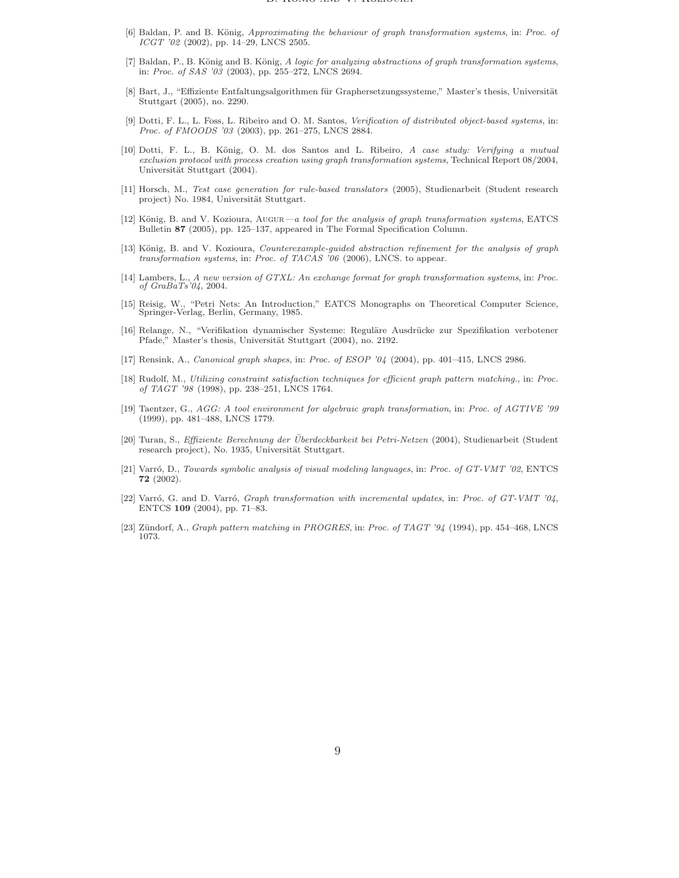[6] Baldan, P. and B. König, *Approximating the behaviour of graph transformation systems*, in: *Proc. of ICGT '02* (2002), pp. 14–29, LNCS 2505.

[7] Baldan, P., B. König and B. König, *A logic for analyzing abstractions of graph transformation systems*, in: *Proc. of SAS '03* (2003), pp. 255–272, LNCS 2694.

[8] Bart, J., "Effiziente Entfaltungsalgorithmen für Graphersetzungssysteme," Master's thesis, Universität Stuttgart (2005), no. 2290.

[9] Dotti, F. L., L. Foss, L. Ribeiro and O. M. Santos, *Verification of distributed object-based systems*, in: *Proc. of FMOODS '03* (2003), pp. 261–275, LNCS 2884.

[10] Dotti, F. L., B. König, O. M. dos Santos and L. Ribeiro, *A case study: Verifying a mutual exclusion protocol with process creation using graph transformation systems*, Technical Report 08/2004, Universität Stuttgart (2004).

[11] Horsch, M., *Test case generation for rule-based translators* (2005), Studienarbeit (Student research project) No. 1984, Universität Stuttgart.

[12] König, B. and V. Kozioura, AUGUR*—a tool for the analysis of graph transformation systems*, EATCS Bulletin **87** (2005), pp. 125–137, appeared in The Formal Specification Column.

[13] König, B. and V. Kozioura, *Counterexample-guided abstraction refinement for the analysis of graph transformation systems*, in: *Proc. of TACAS '06* (2006), LNCS. to appear.

[14] Lambers, L., *A new version of GTXL: An exchange format for graph transformation systems*, in: *Proc. of GraBaTs'04*, 2004.

[15] Reisig, W., "Petri Nets: An Introduction," EATCS Monographs on Theoretical Computer Science, Springer-Verlag, Berlin, Germany, 1985.

[16] Relange, N., "Verifikation dynamischer Systeme: Reguläre Ausdrücke zur Spezifikation verbotener Pfade," Master's thesis, Universität Stuttgart (2004), no. 2192.

[17] Rensink, A., *Canonical graph shapes*, in: *Proc. of ESOP '04* (2004), pp. 401–415, LNCS 2986.

[18] Rudolf, M., *Utilizing constraint satisfaction techniques for efficient graph pattern matching.*, in: *Proc. of TAGT '98* (1998), pp. 238–251, LNCS 1764.

[19] Taentzer, G., *AGG: A tool environment for algebraic graph transformation*, in: *Proc. of AGTIVE '99* (1999), pp. 481–488, LNCS 1779.

[20] Turan, S., *Effiziente Berechnung der Überdeckbarkeit bei Petri-Netzen* (2004), Studienarbeit (Student research project), No. 1935, Universität Stuttgart.

[21] Varró, D., *Towards symbolic analysis of visual modeling languages*, in: *Proc. of GT-VMT '02*, ENTCS **72** (2002).

[22] Varró, G. and D. Varró, *Graph transformation with incremental updates*, in: *Proc. of GT-VMT '04*, ENTCS **109** (2004), pp. 71–83.

[23] Zündorf, A., *Graph pattern matching in PROGRES*, in: *Proc. of TAGT '94* (1994), pp. 454–468, LNCS 1073.